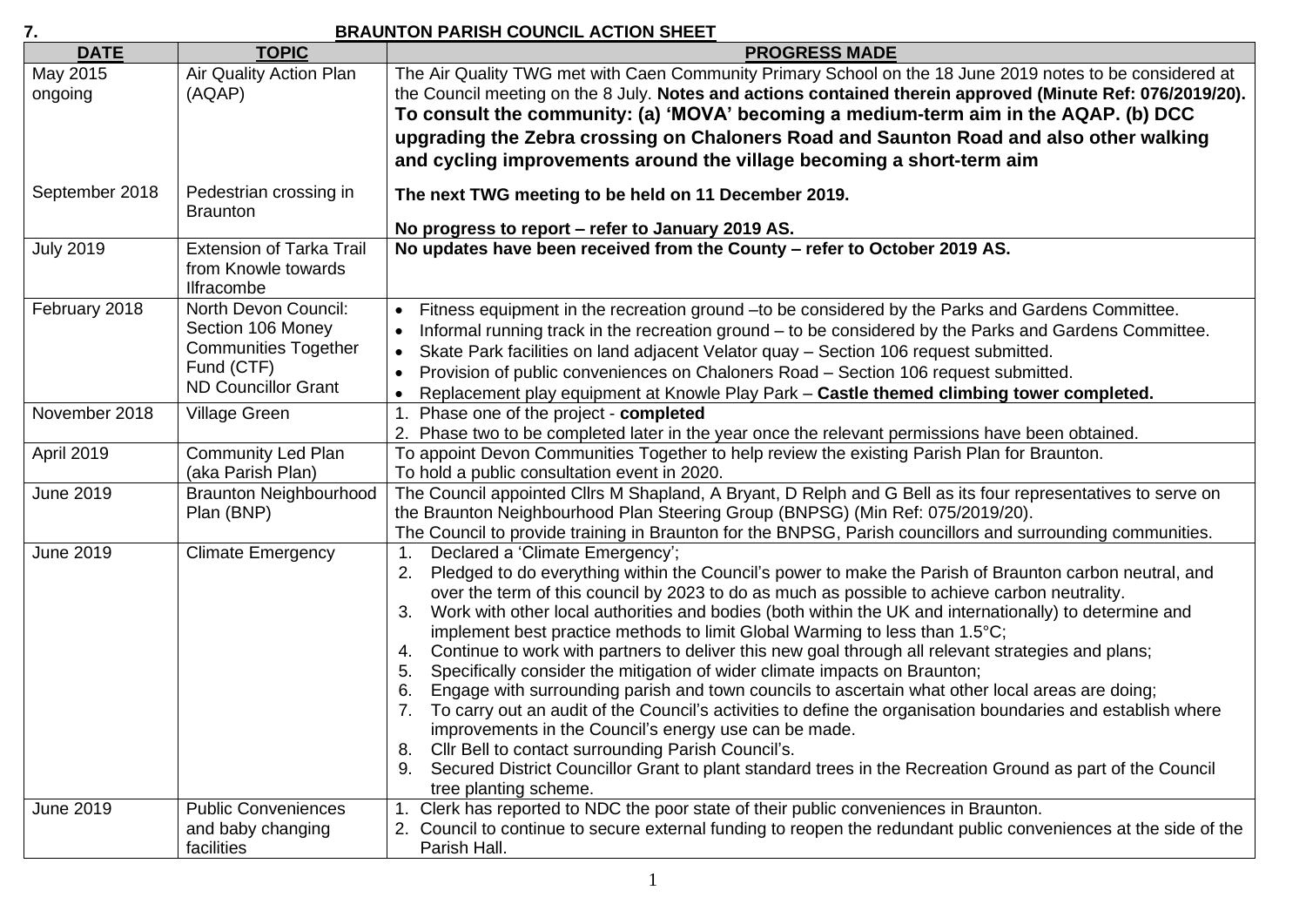**7. BRAUNTON PARISH COUNCIL ACTION SHEET**

| DATE | TOPIC | PROGRESS MADE |
|---|---|---|
| May 2015 ongoing | Air Quality Action Plan (AQAP) | The Air Quality TWG met with Caen Community Primary School on the 18 June 2019 notes to be considered at the Council meeting on the 8 July. **Notes and actions contained therein approved (Minute Ref: 076/2019/20). To consult the community: (a) 'MOVA' becoming a medium-term aim in the AQAP. (b) DCC upgrading the Zebra crossing on Chaloners Road and Saunton Road and also other walking and cycling improvements around the village becoming a short-term aim** |
| September 2018 | Pedestrian crossing in Braunton | **The next TWG meeting to be held on 11 December 2019.**<br>**No progress to report – refer to January 2019 AS.** |
| July 2019 | Extension of Tarka Trail from Knowle towards Ilfracombe | **No updates have been received from the County – refer to October 2019 AS.** |
| February 2018 | North Devon Council: Section 106 Money Communities Together Fund (CTF) ND Councillor Grant | • Fitness equipment in the recreation ground –to be considered by the Parks and Gardens Committee.<br>• Informal running track in the recreation ground – to be considered by the Parks and Gardens Committee.<br>• Skate Park facilities on land adjacent Velator quay – Section 106 request submitted.<br>• Provision of public conveniences on Chaloners Road – Section 106 request submitted.<br>• Replacement play equipment at Knowle Play Park – **Castle themed climbing tower completed.** |
| November 2018 | Village Green | 1. Phase one of the project - **completed**<br>2. Phase two to be completed later in the year once the relevant permissions have been obtained. |
| April 2019 | Community Led Plan (aka Parish Plan) | To appoint Devon Communities Together to help review the existing Parish Plan for Braunton.<br>To hold a public consultation event in 2020. |
| June 2019 | Braunton Neighbourhood Plan (BNP) | The Council appointed Cllrs M Shapland, A Bryant, D Relph and G Bell as its four representatives to serve on the Braunton Neighbourhood Plan Steering Group (BNPSG) (Min Ref: 075/2019/20).<br>The Council to provide training in Braunton for the BNPSG, Parish councillors and surrounding communities. |
| June 2019 | Climate Emergency | 1. Declared a 'Climate Emergency';<br>2. Pledged to do everything within the Council's power to make the Parish of Braunton carbon neutral, and over the term of this council by 2023 to do as much as possible to achieve carbon neutrality.<br>3. Work with other local authorities and bodies (both within the UK and internationally) to determine and implement best practice methods to limit Global Warming to less than 1.5°C;<br>4. Continue to work with partners to deliver this new goal through all relevant strategies and plans;<br>5. Specifically consider the mitigation of wider climate impacts on Braunton;<br>6. Engage with surrounding parish and town councils to ascertain what other local areas are doing;<br>7. To carry out an audit of the Council's activities to define the organisation boundaries and establish where improvements in the Council's energy use can be made.<br>8. Cllr Bell to contact surrounding Parish Council's.<br>9. Secured District Councillor Grant to plant standard trees in the Recreation Ground as part of the Council tree planting scheme. |
| June 2019 | Public Conveniences and baby changing facilities | 1. Clerk has reported to NDC the poor state of their public conveniences in Braunton.<br>2. Council to continue to secure external funding to reopen the redundant public conveniences at the side of the Parish Hall. |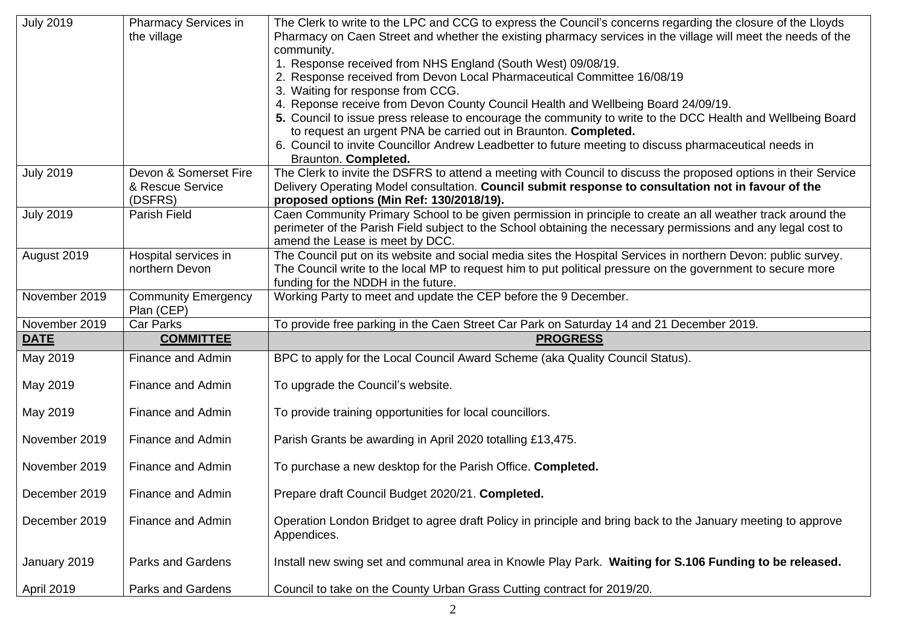| July 2019 | Pharmacy Services in the village | The Clerk to write to the LPC and CCG to express the Council's concerns regarding the closure of the Lloyds Pharmacy on Caen Street and whether the existing pharmacy services in the village will meet the needs of the community.<br>1. Response received from NHS England (South West) 09/08/19.<br>2. Response received from Devon Local Pharmaceutical Committee 16/08/19<br>3. Waiting for response from CCG.<br>4. Reponse receive from Devon County Council Health and Wellbeing Board 24/09/19.<br>**5.** Council to issue press release to encourage the community to write to the DCC Health and Wellbeing Board to request an urgent PNA be carried out in Braunton. **Completed.**<br>6. Council to invite Councillor Andrew Leadbetter to future meeting to discuss pharmaceutical needs in Braunton. **Completed.** |
|---|---|---|
| July 2019 | Devon & Somerset Fire & Rescue Service (DSFRS) | The Clerk to invite the DSFRS to attend a meeting with Council to discuss the proposed options in their Service Delivery Operating Model consultation. **Council submit response to consultation not in favour of the proposed options (Min Ref: 130/2018/19).** |
| July 2019 | Parish Field | Caen Community Primary School to be given permission in principle to create an all weather track around the perimeter of the Parish Field subject to the School obtaining the necessary permissions and any legal cost to amend the Lease is meet by DCC. |
| August 2019 | Hospital services in northern Devon | The Council put on its website and social media sites the Hospital Services in northern Devon: public survey. The Council write to the local MP to request him to put political pressure on the government to secure more funding for the NDDH in the future. |
| November 2019 | Community Emergency Plan (CEP) | Working Party to meet and update the CEP before the 9 December. |
| November 2019 | Car Parks | To provide free parking in the Caen Street Car Park on Saturday 14 and 21 December 2019. |
| **DATE** | **COMMITTEE** | **PROGRESS** |
| May 2019 | Finance and Admin | BPC to apply for the Local Council Award Scheme (aka Quality Council Status). |
| May 2019 | Finance and Admin | To upgrade the Council's website. |
| May 2019 | Finance and Admin | To provide training opportunities for local councillors. |
| November 2019 | Finance and Admin | Parish Grants be awarding in April 2020 totalling £13,475. |
| November 2019 | Finance and Admin | To purchase a new desktop for the Parish Office. **Completed.** |
| December 2019 | Finance and Admin | Prepare draft Council Budget 2020/21. **Completed.** |
| December 2019 | Finance and Admin | Operation London Bridget to agree draft Policy in principle and bring back to the January meeting to approve Appendices. |
| January 2019 | Parks and Gardens | Install new swing set and communal area in Knowle Play Park. **Waiting for S.106 Funding to be released.** |
| April 2019 | Parks and Gardens | Council to take on the County Urban Grass Cutting contract for 2019/20. |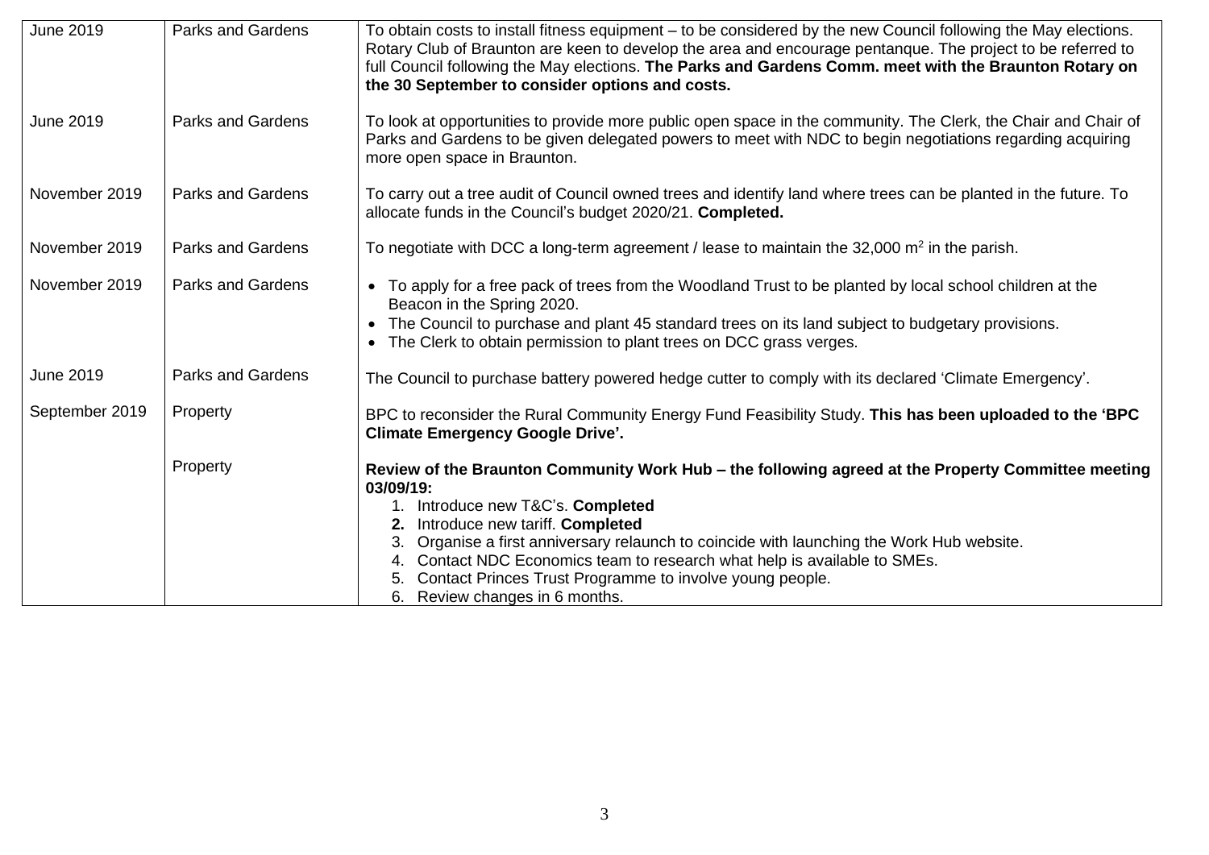| | | |
|---|---|---|
| June 2019 | Parks and Gardens | To obtain costs to install fitness equipment – to be considered by the new Council following the May elections. Rotary Club of Braunton are keen to develop the area and encourage pentanque. The project to be referred to full Council following the May elections. **The Parks and Gardens Comm. meet with the Braunton Rotary on the 30 September to consider options and costs.** |
| June 2019 | Parks and Gardens | To look at opportunities to provide more public open space in the community. The Clerk, the Chair and Chair of Parks and Gardens to be given delegated powers to meet with NDC to begin negotiations regarding acquiring more open space in Braunton. |
| November 2019 | Parks and Gardens | To carry out a tree audit of Council owned trees and identify land where trees can be planted in the future. To allocate funds in the Council's budget 2020/21. **Completed.** |
| November 2019 | Parks and Gardens | To negotiate with DCC a long-term agreement / lease to maintain the 32,000 $m^2$ in the parish. |
| November 2019 | Parks and Gardens | • To apply for a free pack of trees from the Woodland Trust to be planted by local school children at the Beacon in the Spring 2020.<br>• The Council to purchase and plant 45 standard trees on its land subject to budgetary provisions.<br>• The Clerk to obtain permission to plant trees on DCC grass verges. |
| June 2019 | Parks and Gardens | The Council to purchase battery powered hedge cutter to comply with its declared 'Climate Emergency'. |
| September 2019 | Property | BPC to reconsider the Rural Community Energy Fund Feasibility Study. **This has been uploaded to the 'BPC Climate Emergency Google Drive'.** |
| | Property | **Review of the Braunton Community Work Hub – the following agreed at the Property Committee meeting 03/09/19:**<br>1. Introduce new T&C's. **Completed**<br>**2.** Introduce new tariff. **Completed**<br>3. Organise a first anniversary relaunch to coincide with launching the Work Hub website.<br>4. Contact NDC Economics team to research what help is available to SMEs.<br>5. Contact Princes Trust Programme to involve young people.<br>6. Review changes in 6 months. |